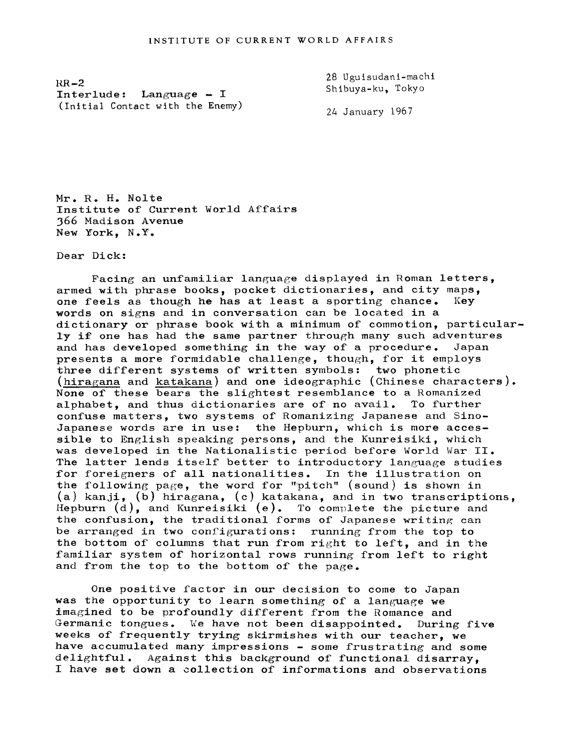INSTITUTE OF CURRENT WORLD AFFAIRS

RR-2
Interlude: Language - I
(Initial Contact with the Enemy)

28 Uguisudani-machi
Shibuya-ku, Tokyo

24 January 1967

Mr. R. H. Nolte
Institute of Current World Affairs
366 Madison Avenue
New York, N.Y.

Dear Dick:

Facing an unfamiliar language displayed in Roman letters, armed with phrase books, pocket dictionaries, and city maps, one feels as though he has at least a sporting chance. Key words on signs and in conversation can be located in a dictionary or phrase book with a minimum of commotion, particularly if one has had the same partner through many such adventures and has developed something in the way of a procedure. Japan presents a more formidable challenge, though, for it employs three different systems of written symbols: two phonetic (hiragana and katakana) and one ideographic (Chinese characters). None of these bears the slightest resemblance to a Romanized alphabet, and thus dictionaries are of no avail. To further confuse matters, two systems of Romanizing Japanese and Sino-Japanese words are in use: the Hepburn, which is more accessible to English speaking persons, and the Kunreisiki, which was developed in the Nationalistic period before World War II. The latter lends itself better to introductory language studies for foreigners of all nationalities. In the illustration on the following page, the word for "pitch" (sound) is shown in (a) kanji, (b) hiragana, (c) katakana, and in two transcriptions, Hepburn (d), and Kunreisiki (e). To complete the picture and the confusion, the traditional forms of Japanese writing can be arranged in two configurations: running from the top to the bottom of columns that run from right to left, and in the familiar system of horizontal rows running from left to right and from the top to the bottom of the page.

One positive factor in our decision to come to Japan was the opportunity to learn something of a language we imagined to be profoundly different from the Romance and Germanic tongues. We have not been disappointed. During five weeks of frequently trying skirmishes with our teacher, we have accumulated many impressions - some frustrating and some delightful. Against this background of functional disarray, I have set down a collection of informations and observations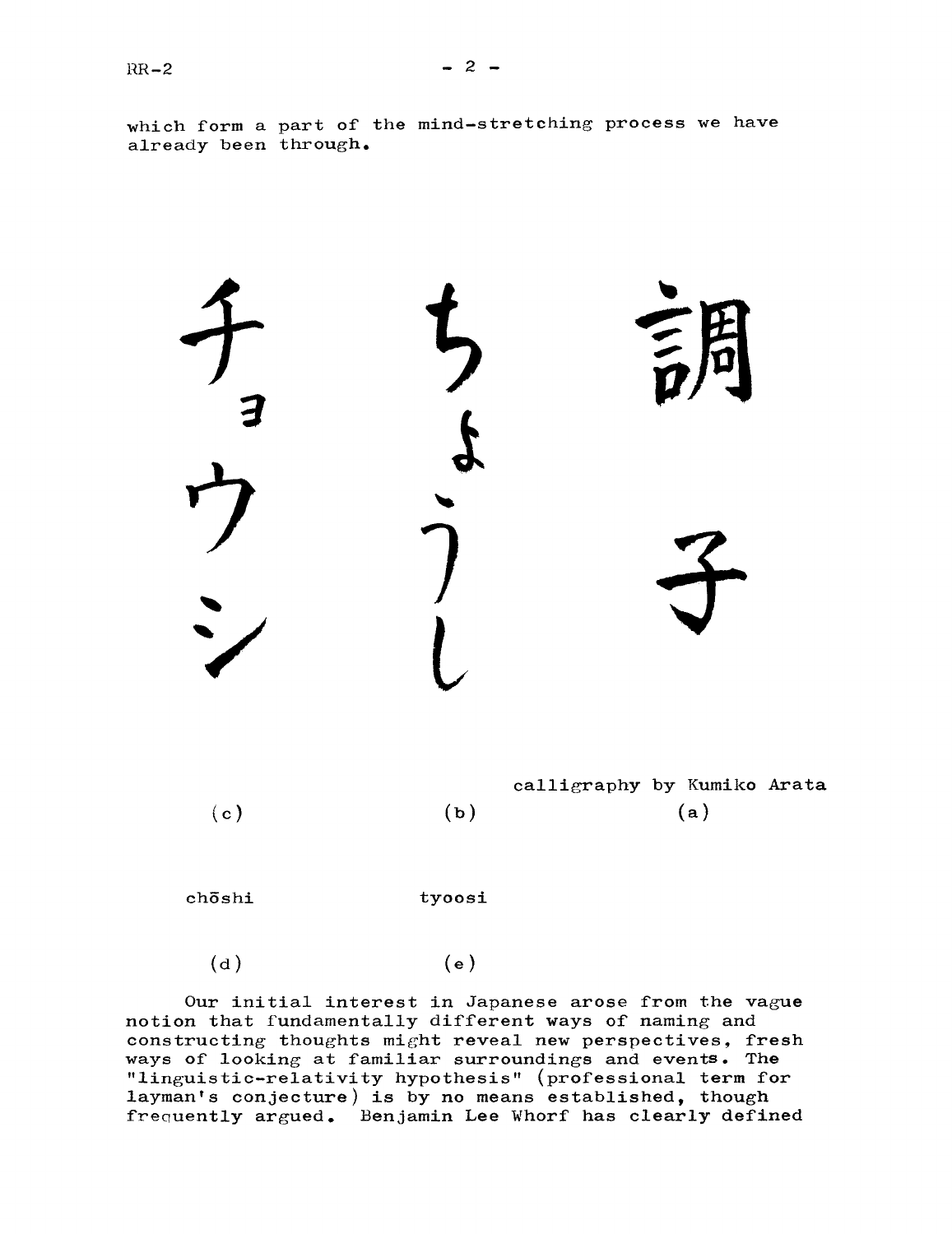which form a part of the mind-stretching process we have already been through.

| チョウシ | ちょうし | 調子 |
| --- | --- | --- |
| | | calligraphy by Kumiko Arata |
| (c) | (b) | (a) |
| chōshi | tyoosi | |
| (d) | (e) | |

Our initial interest in Japanese arose from the vague notion that fundamentally different ways of naming and constructing thoughts might reveal new perspectives, fresh ways of looking at familiar surroundings and events. The "linguistic-relativity hypothesis" (professional term for layman's conjecture) is by no means established, though frequently argued. Benjamin Lee Whorf has clearly defined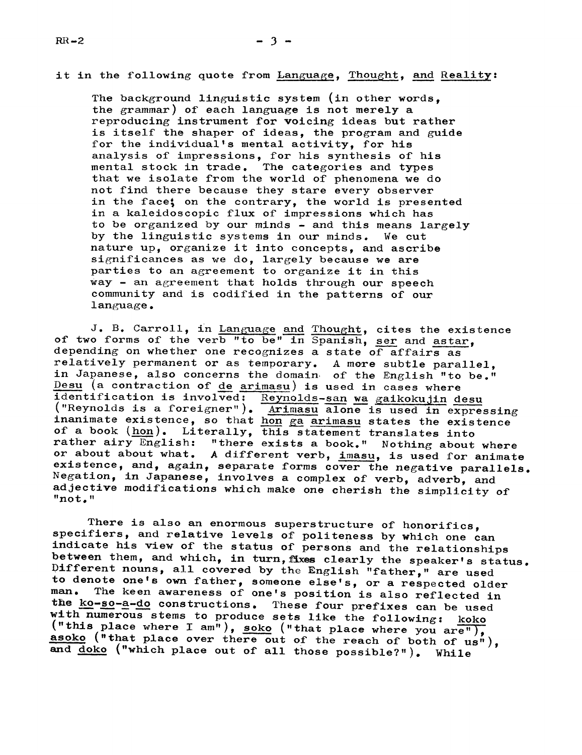it in the following quote from Language, Thought, and Reality:

> The background linguistic system (in other words, the grammar) of each language is not merely a reproducing instrument for voicing ideas but rather is itself the shaper of ideas, the program and guide for the individual's mental activity, for his analysis of impressions, for his synthesis of his mental stock in trade. The categories and types that we isolate from the world of phenomena we do not find there because they stare every observer in the face; on the contrary, the world is presented in a kaleidoscopic flux of impressions which has to be organized by our minds - and this means largely by the linguistic systems in our minds. We cut nature up, organize it into concepts, and ascribe significances as we do, largely because we are parties to an agreement to organize it in this way - an agreement that holds through our speech community and is codified in the patterns of our language.

J. B. Carroll, in Language and Thought, cites the existence of two forms of the verb "to be" in Spanish, ser and astar, depending on whether one recognizes a state of affairs as relatively permanent or as temporary. A more subtle parallel, in Japanese, also concerns the domain of the English "to be." Desu (a contraction of de arimasu) is used in cases where identification is involved: Reynolds-san wa gaikokujin desu ("Reynolds is a foreigner"). Arimasu alone is used in expressing inanimate existence, so that hon ga arimasu states the existence of a book (hon). Literally, this statement translates into rather airy English: "there exists a book." Nothing about where or about about what. A different verb, imasu, is used for animate existence, and, again, separate forms cover the negative parallels. Negation, in Japanese, involves a complex of verb, adverb, and adjective modifications which make one cherish the simplicity of "not."

There is also an enormous superstructure of honorifics, specifiers, and relative levels of politeness by which one can indicate his view of the status of persons and the relationships between them, and which, in turn, fixes clearly the speaker's status. Different nouns, all covered by the English "father," are used to denote one's own father, someone else's, or a respected older man. The keen awareness of one's position is also reflected in the ko-so-a-do constructions. These four prefixes can be used with numerous stems to produce sets like the following: koko ("this place where I am"), soko ("that place where you are"), asoko ("that place over there out of the reach of both of us"), and doko ("which place out of all those possible?"). While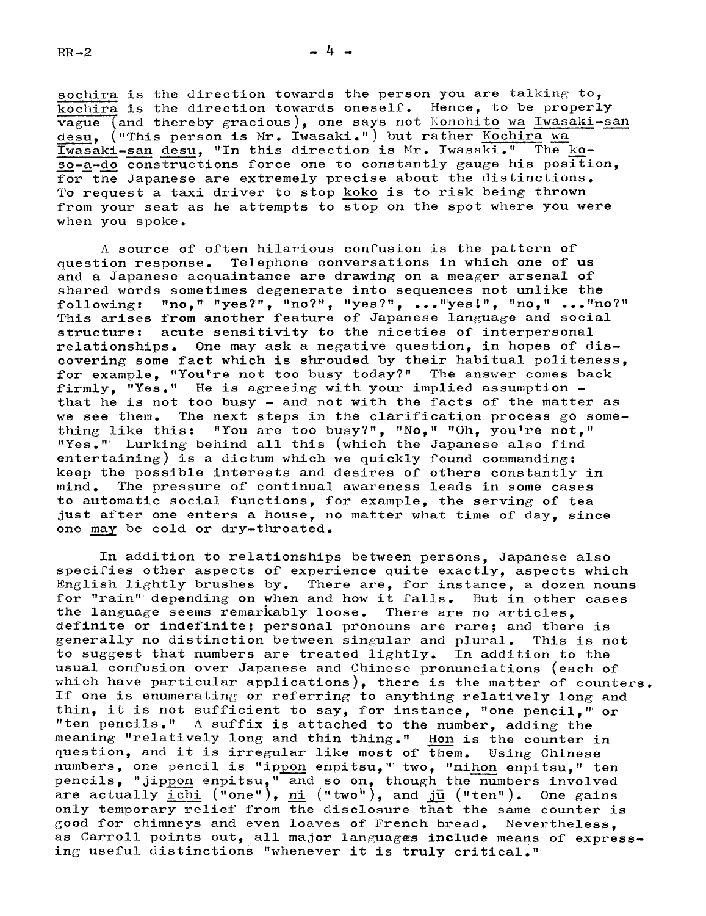sochira is the direction towards the person you are talking to, kochira is the direction towards oneself. Hence, to be properly vague (and thereby gracious), one says not Konohito wa Iwasaki-san desu, ("This person is Mr. Iwasaki.") but rather Kochira wa Iwasaki-san desu, "In this direction is Mr. Iwasaki." The ko-so-a-do constructions force one to constantly gauge his position, for the Japanese are extremely precise about the distinctions. To request a taxi driver to stop koko is to risk being thrown from your seat as he attempts to stop on the spot where you were when you spoke.

A source of often hilarious confusion is the pattern of question response. Telephone conversations in which one of us and a Japanese acquaintance are drawing on a meager arsenal of shared words sometimes degenerate into sequences not unlike the following: "no," "yes?", "no?", "yes?", ..."yes!", "no," ..."no?" This arises from another feature of Japanese language and social structure: acute sensitivity to the niceties of interpersonal relationships. One may ask a negative question, in hopes of discovering some fact which is shrouded by their habitual politeness, for example, "You're not too busy today?" The answer comes back firmly, "Yes." He is agreeing with your implied assumption - that he is not too busy - and not with the facts of the matter as we see them. The next steps in the clarification process go something like this: "You are too busy?", "No," "Oh, you're not," "Yes." Lurking behind all this (which the Japanese also find entertaining) is a dictum which we quickly found commanding: keep the possible interests and desires of others constantly in mind. The pressure of continual awareness leads in some cases to automatic social functions, for example, the serving of tea just after one enters a house, no matter what time of day, since one may be cold or dry-throated.

In addition to relationships between persons, Japanese also specifies other aspects of experience quite exactly, aspects which English lightly brushes by. There are, for instance, a dozen nouns for "rain" depending on when and how it falls. But in other cases the language seems remarkably loose. There are no articles, definite or indefinite; personal pronouns are rare; and there is generally no distinction between singular and plural. This is not to suggest that numbers are treated lightly. In addition to the usual confusion over Japanese and Chinese pronunciations (each of which have particular applications), there is the matter of counters. If one is enumerating or referring to anything relatively long and thin, it is not sufficient to say, for instance, "one pencil," or "ten pencils." A suffix is attached to the number, adding the meaning "relatively long and thin thing." Hon is the counter in question, and it is irregular like most of them. Using Chinese numbers, one pencil is "ippon enpitsu," two, "nihon enpitsu," ten pencils, "jippon enpitsu," and so on, though the numbers involved are actually ichi ("one"), ni ("two"), and jū ("ten"). One gains only temporary relief from the disclosure that the same counter is good for chimneys and even loaves of French bread. Nevertheless, as Carroll points out, all major languages include means of expressing useful distinctions "whenever it is truly critical."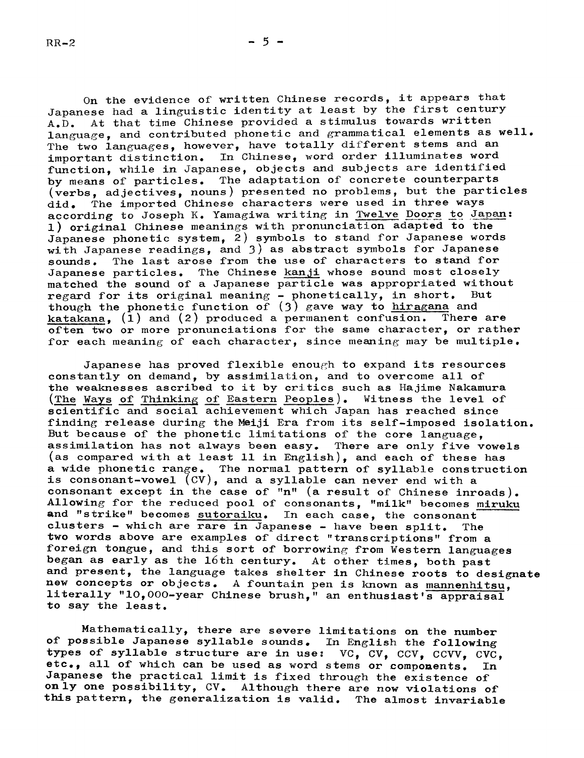On the evidence of written Chinese records, it appears that Japanese had a linguistic identity at least by the first century A.D. At that time Chinese provided a stimulus towards written language, and contributed phonetic and grammatical elements as well. The two languages, however, have totally different stems and an important distinction. In Chinese, word order illuminates word function, while in Japanese, objects and subjects are identified by means of particles. The adaptation of concrete counterparts (verbs, adjectives, nouns) presented no problems, but the particles did. The imported Chinese characters were used in three ways according to Joseph K. Yamagiwa writing in Twelve Doors to Japan: 1) original Chinese meanings with pronunciation adapted to the Japanese phonetic system, 2) symbols to stand for Japanese words with Japanese readings, and 3) as abstract symbols for Japanese sounds. The last arose from the use of characters to stand for Japanese particles. The Chinese *kanji* whose sound most closely matched the sound of a Japanese particle was appropriated without regard for its original meaning - phonetically, in short. But though the phonetic function of (3) gave way to *hiragana* and *katakana*, (1) and (2) produced a permanent confusion. There are often two or more pronunciations for the same character, or rather for each meaning of each character, since meaning may be multiple.

Japanese has proved flexible enough to expand its resources constantly on demand, by assimilation, and to overcome all of the weaknesses ascribed to it by critics such as Hajime Nakamura (The Ways of Thinking of Eastern Peoples). Witness the level of scientific and social achievement which Japan has reached since finding release during the Meiji Era from its self-imposed isolation. But because of the phonetic limitations of the core language, assimilation has not always been easy. There are only five vowels (as compared with at least 11 in English), and each of these has a wide phonetic range. The normal pattern of syllable construction is consonant-vowel (CV), and a syllable can never end with a consonant except in the case of "n" (a result of Chinese inroads). Allowing for the reduced pool of consonants, "milk" becomes *miruku* and "strike" becomes *sutoraiku*. In each case, the consonant clusters - which are rare in Japanese - have been split. The two words above are examples of direct "transcriptions" from a foreign tongue, and this sort of borrowing from Western languages began as early as the 16th century. At other times, both past and present, the language takes shelter in Chinese roots to designate new concepts or objects. A fountain pen is known as *mannenhitsu*, literally "10,000-year Chinese brush," an enthusiast's appraisal to say the least.

Mathematically, there are severe limitations on the number of possible Japanese syllable sounds. In English the following types of syllable structure are in use: VC, CV, CCV, CCVV, CVC, etc., all of which can be used as word stems or components. In Japanese the practical limit is fixed through the existence of only one possibility, CV. Although there are now violations of this pattern, the generalization is valid. The almost invariable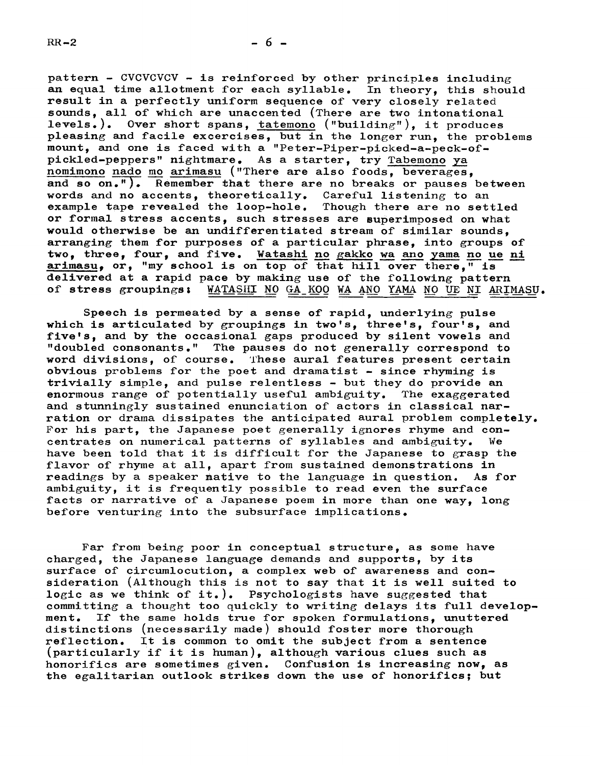pattern - CVCVCVCV - is reinforced by other principles including an equal time allotment for each syllable. In theory, this should result in a perfectly uniform sequence of very closely related sounds, all of which are unaccented (There are two intonational levels.). Over short spans, tatemono ("building"), it produces pleasing and facile excercises, but in the longer run, the problems mount, and one is faced with a "Peter-Piper-picked-a-peck-of-pickled-peppers" nightmare. As a starter, try Tabemono ya nomimono nado mo arimasu ("There are also foods, beverages, and so on."). Remember that there are no breaks or pauses between words and no accents, theoretically. Careful listening to an example tape revealed the loop-hole. Though there are no settled or formal stress accents, such stresses are superimposed on what would otherwise be an undifferentiated stream of similar sounds, arranging them for purposes of a particular phrase, into groups of two, three, four, and five. Watashi no gakko wa ano yama no ue ni arimasu, or, "my school is on top of that hill over there," is delivered at a rapid pace by making use of the following pattern of stress groupings: WATASHI NO GA KOO WA ANO YAMA NO UE NI ARIMASU.

Speech is permeated by a sense of rapid, underlying pulse which is articulated by groupings in two's, three's, four's, and five's, and by the occasional gaps produced by silent vowels and "doubled consonants." The pauses do not generally correspond to word divisions, of course. These aural features present certain obvious problems for the poet and dramatist - since rhyming is trivially simple, and pulse relentless - but they do provide an enormous range of potentially useful ambiguity. The exaggerated and stunningly sustained enunciation of actors in classical narration or drama dissipates the anticipated aural problem completely. For his part, the Japanese poet generally ignores rhyme and concentrates on numerical patterns of syllables and ambiguity. We have been told that it is difficult for the Japanese to grasp the flavor of rhyme at all, apart from sustained demonstrations in readings by a speaker native to the language in question. As for ambiguity, it is frequently possible to read even the surface facts or narrative of a Japanese poem in more than one way, long before venturing into the subsurface implications.

Far from being poor in conceptual structure, as some have charged, the Japanese language demands and supports, by its surface of circumlocution, a complex web of awareness and consideration (Although this is not to say that it is well suited to logic as we think of it.). Psychologists have suggested that committing a thought too quickly to writing delays its full development. If the same holds true for spoken formulations, unuttered distinctions (necessarily made) should foster more thorough reflection. It is common to omit the subject from a sentence (particularly if it is human), although various clues such as honorifics are sometimes given. Confusion is increasing now, as the egalitarian outlook strikes down the use of honorifics; but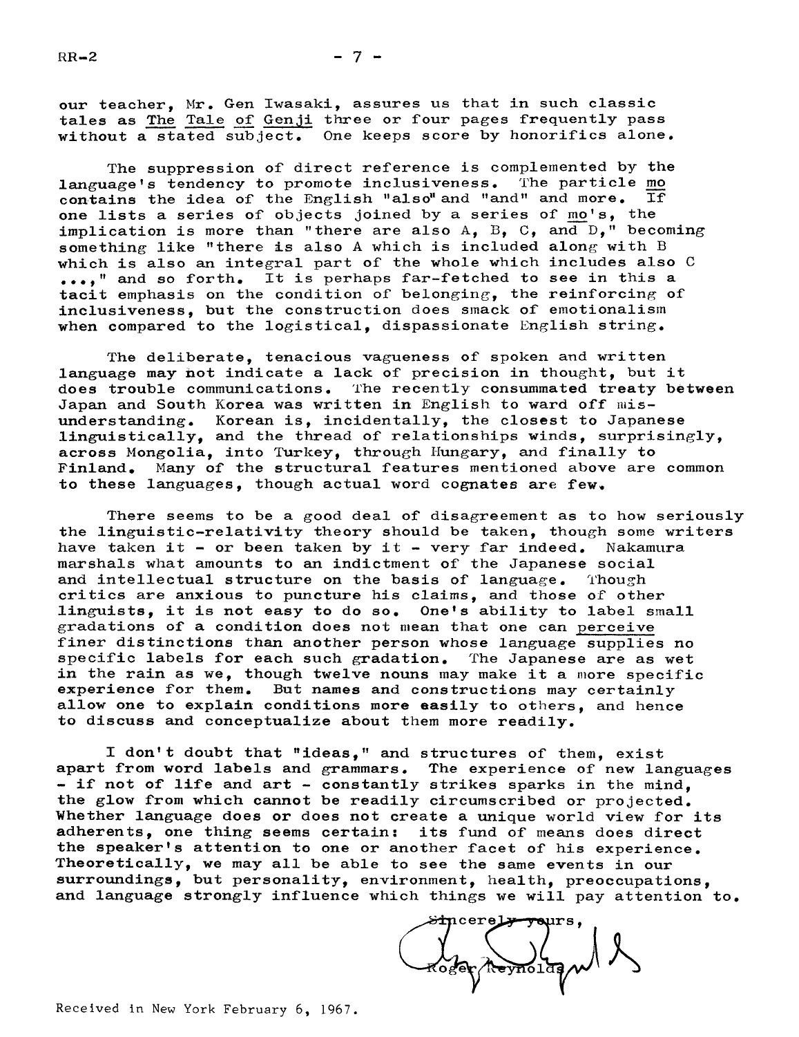our teacher, Mr. Gen Iwasaki, assures us that in such classic tales as The Tale of Genji three or four pages frequently pass without a stated subject. One keeps score by honorifics alone.

The suppression of direct reference is complemented by the language's tendency to promote inclusiveness. The particle mo contains the idea of the English "also" and "and" and more. If one lists a series of objects joined by a series of mo's, the implication is more than "there are also A, B, C, and D," becoming something like "there is also A which is included along with B which is also an integral part of the whole which includes also C ...," and so forth. It is perhaps far-fetched to see in this a tacit emphasis on the condition of belonging, the reinforcing of inclusiveness, but the construction does smack of emotionalism when compared to the logistical, dispassionate English string.

The deliberate, tenacious vagueness of spoken and written language may not indicate a lack of precision in thought, but it does trouble communications. The recently consummated treaty between Japan and South Korea was written in English to ward off misunderstanding. Korean is, incidentally, the closest to Japanese linguistically, and the thread of relationships winds, surprisingly, across Mongolia, into Turkey, through Hungary, and finally to Finland. Many of the structural features mentioned above are common to these languages, though actual word cognates are few.

There seems to be a good deal of disagreement as to how seriously the linguistic-relativity theory should be taken, though some writers have taken it - or been taken by it - very far indeed. Nakamura marshals what amounts to an indictment of the Japanese social and intellectual structure on the basis of language. Though critics are anxious to puncture his claims, and those of other linguists, it is not easy to do so. One's ability to label small gradations of a condition does not mean that one can perceive finer distinctions than another person whose language supplies no specific labels for each such gradation. The Japanese are as wet in the rain as we, though twelve nouns may make it a more specific experience for them. But names and constructions may certainly allow one to explain conditions more easily to others, and hence to discuss and conceptualize about them more readily.

I don't doubt that "ideas," and structures of them, exist apart from word labels and grammars. The experience of new languages - if not of life and art - constantly strikes sparks in the mind, the glow from which cannot be readily circumscribed or projected. Whether language does or does not create a unique world view for its adherents, one thing seems certain: its fund of means does direct the speaker's attention to one or another facet of his experience. Theoretically, we may all be able to see the same events in our surroundings, but personality, environment, health, preoccupations, and language strongly influence which things we will pay attention to.

Sincerely yours,

Roger Reynolds

Received in New York February 6, 1967.